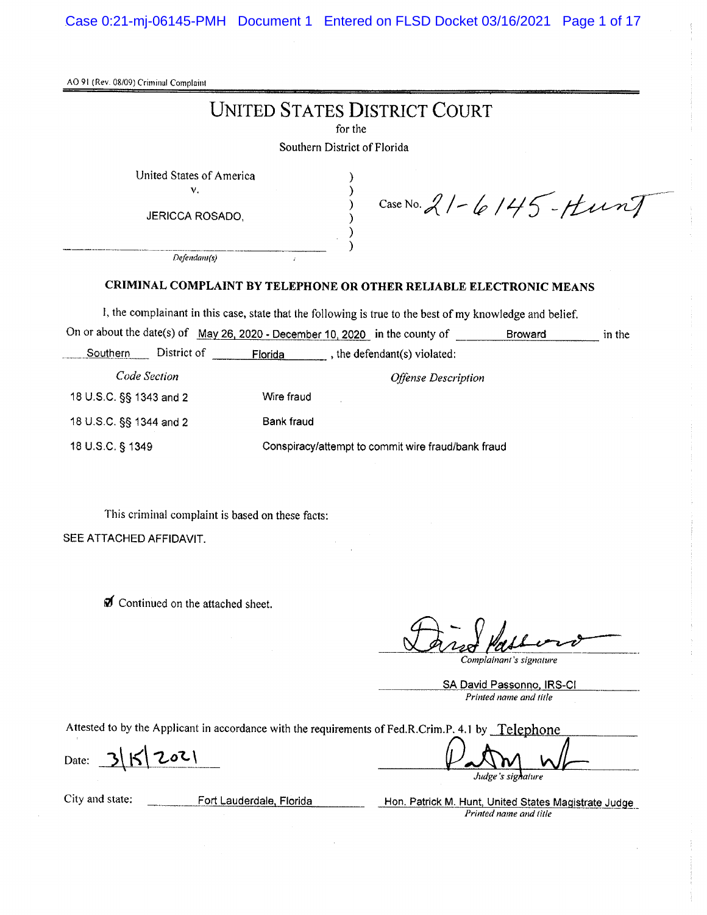AO 91 (Rev. 08/09) Criminal Complaint

# UNITED STATES DISTRICT COURT

for the

Southern District of Florida

United States of America
v.
JERICCA ROSADO,
*Defendant(s)*

Case No. 21-6145-Hunt

## CRIMINAL COMPLAINT BY TELEPHONE OR OTHER RELIABLE ELECTRONIC MEANS

I, the complainant in this case, state that the following is true to the best of my knowledge and belief.

On or about the date(s) of May 26, 2020 - December 10, 2020 in the county of Broward in the Southern District of Florida, the defendant(s) violated:

| *Code Section* | *Offense Description* |
|---|---|
| 18 U.S.C. §§ 1343 and 2 | Wire fraud |
| 18 U.S.C. §§ 1344 and 2 | Bank fraud |
| 18 U.S.C. § 1349 | Conspiracy/attempt to commit wire fraud/bank fraud |

This criminal complaint is based on these facts:

SEE ATTACHED AFFIDAVIT.

☑ Continued on the attached sheet.

*Complainant's signature*

SA David Passonno, IRS-CI
*Printed name and title*

Attested to by the Applicant in accordance with the requirements of Fed.R.Crim.P. 4.1 by Telephone

Date: 3/15/2021

*Judge's signature*

City and state: Fort Lauderdale, Florida

Hon. Patrick M. Hunt, United States Magistrate Judge
*Printed name and title*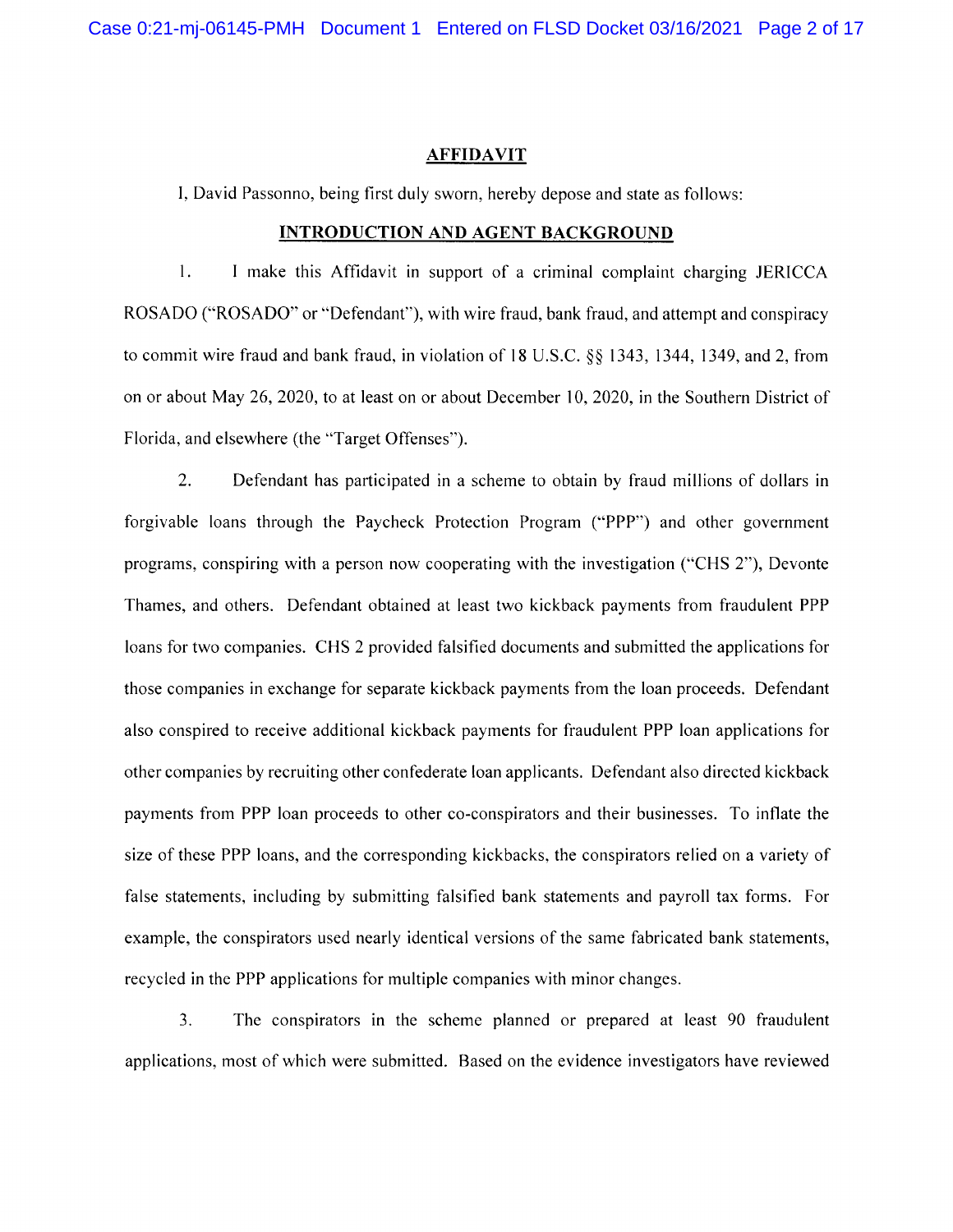## AFFIDAVIT

I, David Passonno, being first duly sworn, hereby depose and state as follows:

## INTRODUCTION AND AGENT BACKGROUND

1. I make this Affidavit in support of a criminal complaint charging JERICCA ROSADO ("ROSADO" or "Defendant"), with wire fraud, bank fraud, and attempt and conspiracy to commit wire fraud and bank fraud, in violation of 18 U.S.C. §§ 1343, 1344, 1349, and 2, from on or about May 26, 2020, to at least on or about December 10, 2020, in the Southern District of Florida, and elsewhere (the "Target Offenses").

2. Defendant has participated in a scheme to obtain by fraud millions of dollars in forgivable loans through the Paycheck Protection Program ("PPP") and other government programs, conspiring with a person now cooperating with the investigation ("CHS 2"), Devonte Thames, and others. Defendant obtained at least two kickback payments from fraudulent PPP loans for two companies. CHS 2 provided falsified documents and submitted the applications for those companies in exchange for separate kickback payments from the loan proceeds. Defendant also conspired to receive additional kickback payments for fraudulent PPP loan applications for other companies by recruiting other confederate loan applicants. Defendant also directed kickback payments from PPP loan proceeds to other co-conspirators and their businesses. To inflate the size of these PPP loans, and the corresponding kickbacks, the conspirators relied on a variety of false statements, including by submitting falsified bank statements and payroll tax forms. For example, the conspirators used nearly identical versions of the same fabricated bank statements, recycled in the PPP applications for multiple companies with minor changes.

3. The conspirators in the scheme planned or prepared at least 90 fraudulent applications, most of which were submitted. Based on the evidence investigators have reviewed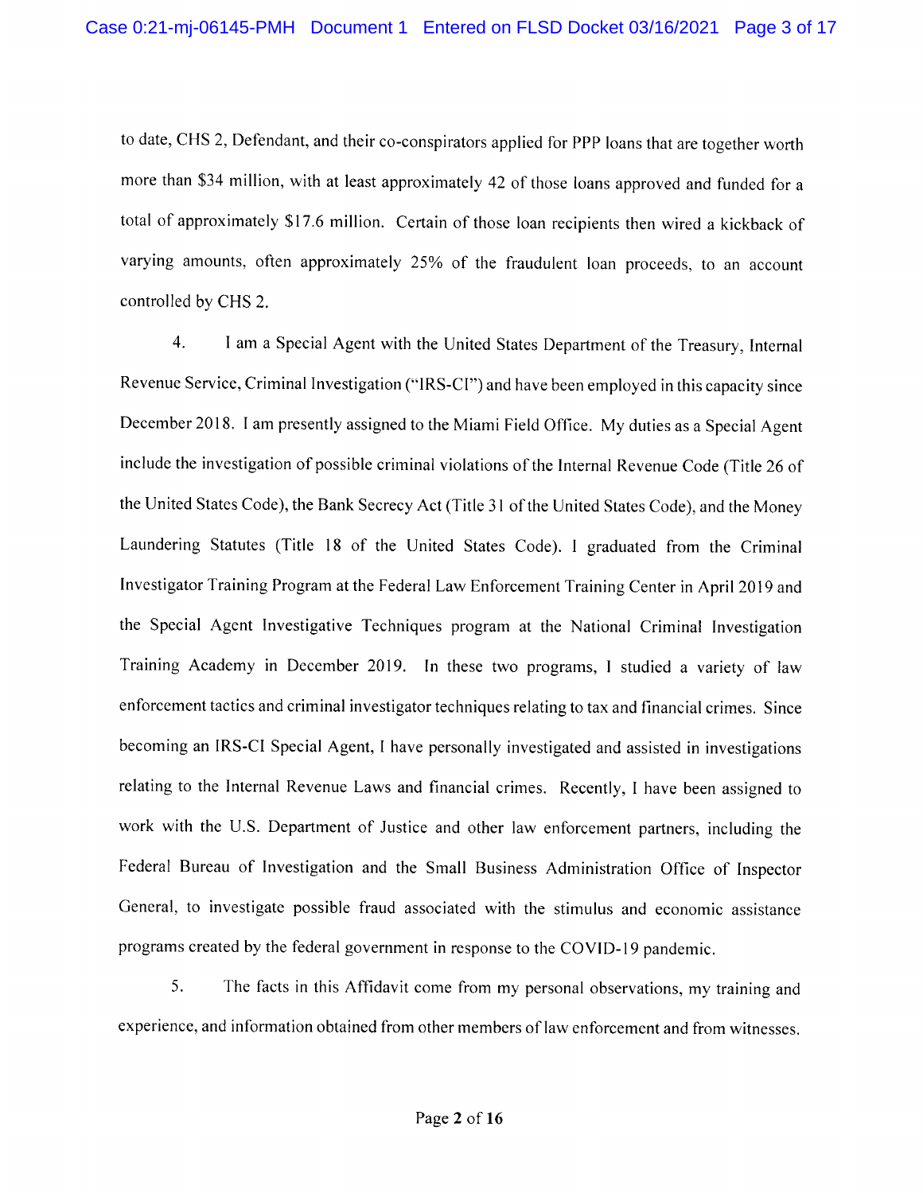to date, CHS 2, Defendant, and their co-conspirators applied for PPP loans that are together worth more than $34 million, with at least approximately 42 of those loans approved and funded for a total of approximately $17.6 million. Certain of those loan recipients then wired a kickback of varying amounts, often approximately 25% of the fraudulent loan proceeds, to an account controlled by CHS 2.

4. I am a Special Agent with the United States Department of the Treasury, Internal Revenue Service, Criminal Investigation ("IRS-CI") and have been employed in this capacity since December 2018. I am presently assigned to the Miami Field Office. My duties as a Special Agent include the investigation of possible criminal violations of the Internal Revenue Code (Title 26 of the United States Code), the Bank Secrecy Act (Title 31 of the United States Code), and the Money Laundering Statutes (Title 18 of the United States Code). I graduated from the Criminal Investigator Training Program at the Federal Law Enforcement Training Center in April 2019 and the Special Agent Investigative Techniques program at the National Criminal Investigation Training Academy in December 2019. In these two programs, I studied a variety of law enforcement tactics and criminal investigator techniques relating to tax and financial crimes. Since becoming an IRS-CI Special Agent, I have personally investigated and assisted in investigations relating to the Internal Revenue Laws and financial crimes. Recently, I have been assigned to work with the U.S. Department of Justice and other law enforcement partners, including the Federal Bureau of Investigation and the Small Business Administration Office of Inspector General, to investigate possible fraud associated with the stimulus and economic assistance programs created by the federal government in response to the COVID-19 pandemic.

5. The facts in this Affidavit come from my personal observations, my training and experience, and information obtained from other members of law enforcement and from witnesses.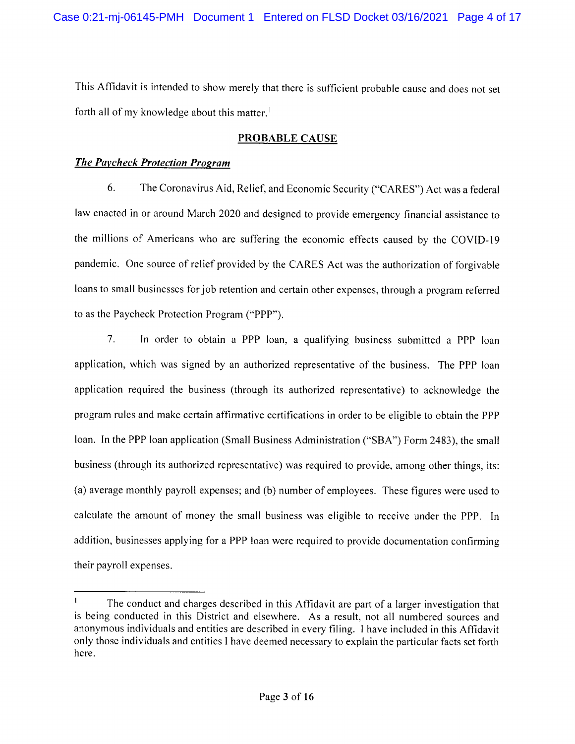This Affidavit is intended to show merely that there is sufficient probable cause and does not set forth all of my knowledge about this matter.[1]

## PROBABLE CAUSE

### ***The Paycheck Protection Program***

6. The Coronavirus Aid, Relief, and Economic Security ("CARES") Act was a federal law enacted in or around March 2020 and designed to provide emergency financial assistance to the millions of Americans who are suffering the economic effects caused by the COVID-19 pandemic. One source of relief provided by the CARES Act was the authorization of forgivable loans to small businesses for job retention and certain other expenses, through a program referred to as the Paycheck Protection Program ("PPP").

7. In order to obtain a PPP loan, a qualifying business submitted a PPP loan application, which was signed by an authorized representative of the business. The PPP loan application required the business (through its authorized representative) to acknowledge the program rules and make certain affirmative certifications in order to be eligible to obtain the PPP loan. In the PPP loan application (Small Business Administration ("SBA") Form 2483), the small business (through its authorized representative) was required to provide, among other things, its: (a) average monthly payroll expenses; and (b) number of employees. These figures were used to calculate the amount of money the small business was eligible to receive under the PPP. In addition, businesses applying for a PPP loan were required to provide documentation confirming their payroll expenses.

---

[1] The conduct and charges described in this Affidavit are part of a larger investigation that is being conducted in this District and elsewhere. As a result, not all numbered sources and anonymous individuals and entities are described in every filing. I have included in this Affidavit only those individuals and entities I have deemed necessary to explain the particular facts set forth here.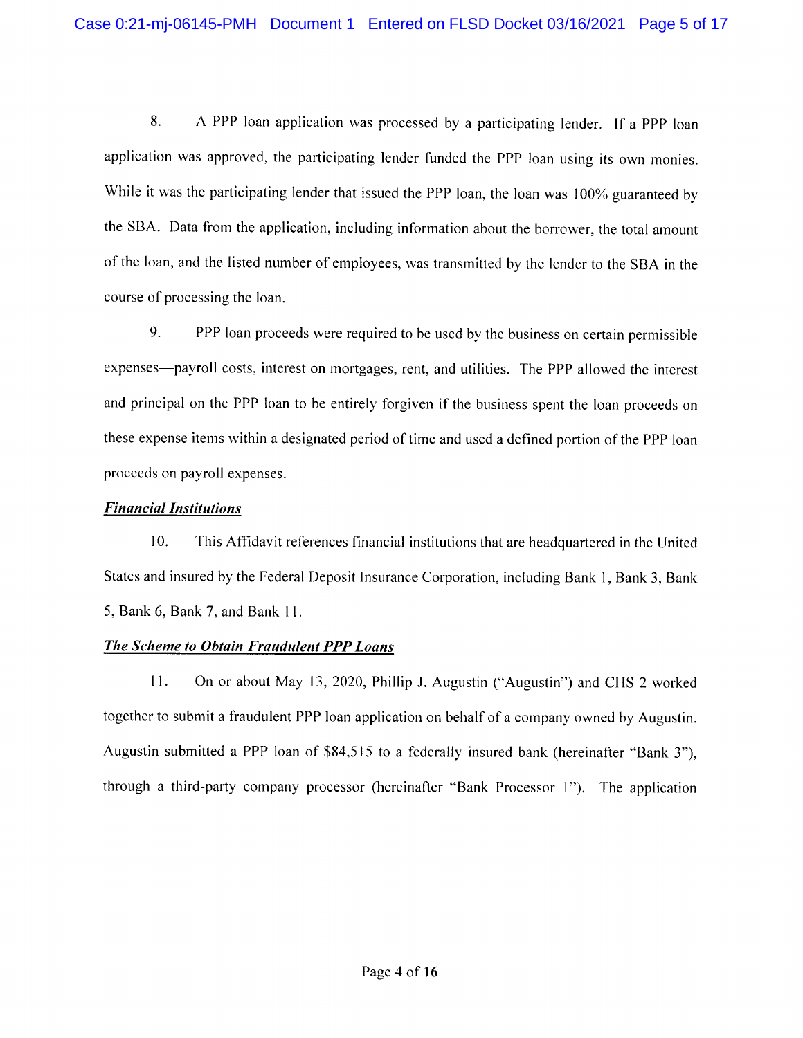8. A PPP loan application was processed by a participating lender. If a PPP loan application was approved, the participating lender funded the PPP loan using its own monies. While it was the participating lender that issued the PPP loan, the loan was 100% guaranteed by the SBA. Data from the application, including information about the borrower, the total amount of the loan, and the listed number of employees, was transmitted by the lender to the SBA in the course of processing the loan.

9. PPP loan proceeds were required to be used by the business on certain permissible expenses—payroll costs, interest on mortgages, rent, and utilities. The PPP allowed the interest and principal on the PPP loan to be entirely forgiven if the business spent the loan proceeds on these expense items within a designated period of time and used a defined portion of the PPP loan proceeds on payroll expenses.

***Financial Institutions***

10. This Affidavit references financial institutions that are headquartered in the United States and insured by the Federal Deposit Insurance Corporation, including Bank 1, Bank 3, Bank 5, Bank 6, Bank 7, and Bank 11.

***The Scheme to Obtain Fraudulent PPP Loans***

11. On or about May 13, 2020, Phillip J. Augustin ("Augustin") and CHS 2 worked together to submit a fraudulent PPP loan application on behalf of a company owned by Augustin. Augustin submitted a PPP loan of $84,515 to a federally insured bank (hereinafter "Bank 3"), through a third-party company processor (hereinafter "Bank Processor 1"). The application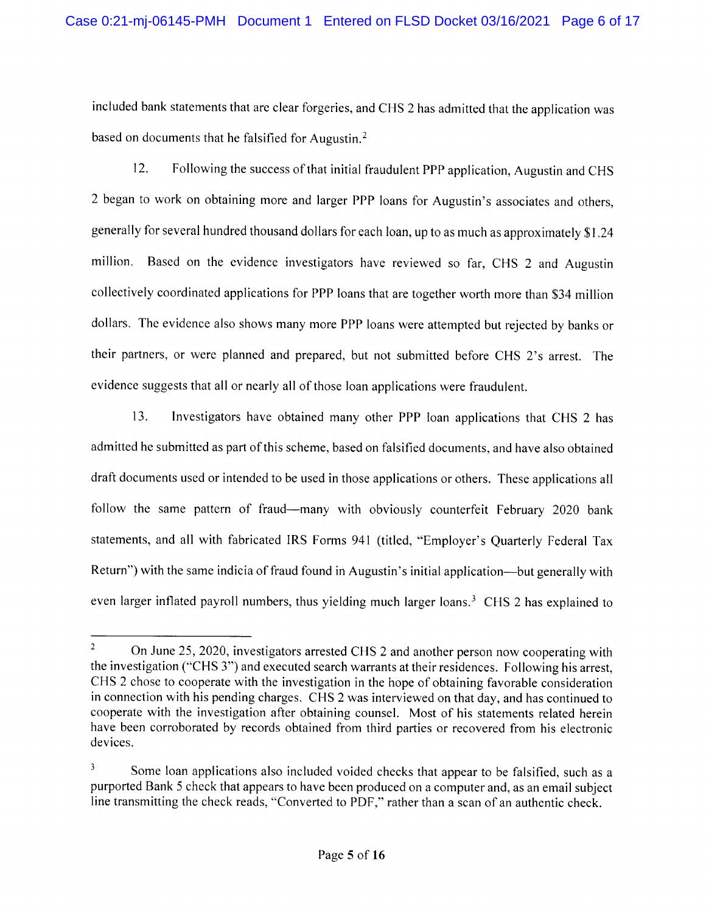included bank statements that are clear forgeries, and CHS 2 has admitted that the application was based on documents that he falsified for Augustin.[2]

12. Following the success of that initial fraudulent PPP application, Augustin and CHS 2 began to work on obtaining more and larger PPP loans for Augustin's associates and others, generally for several hundred thousand dollars for each loan, up to as much as approximately $1.24 million. Based on the evidence investigators have reviewed so far, CHS 2 and Augustin collectively coordinated applications for PPP loans that are together worth more than $34 million dollars. The evidence also shows many more PPP loans were attempted but rejected by banks or their partners, or were planned and prepared, but not submitted before CHS 2's arrest. The evidence suggests that all or nearly all of those loan applications were fraudulent.

13. Investigators have obtained many other PPP loan applications that CHS 2 has admitted he submitted as part of this scheme, based on falsified documents, and have also obtained draft documents used or intended to be used in those applications or others. These applications all follow the same pattern of fraud—many with obviously counterfeit February 2020 bank statements, and all with fabricated IRS Forms 941 (titled, "Employer's Quarterly Federal Tax Return") with the same indicia of fraud found in Augustin's initial application—but generally with even larger inflated payroll numbers, thus yielding much larger loans.[3] CHS 2 has explained to

---

[2] On June 25, 2020, investigators arrested CHS 2 and another person now cooperating with the investigation ("CHS 3") and executed search warrants at their residences. Following his arrest, CHS 2 chose to cooperate with the investigation in the hope of obtaining favorable consideration in connection with his pending charges. CHS 2 was interviewed on that day, and has continued to cooperate with the investigation after obtaining counsel. Most of his statements related herein have been corroborated by records obtained from third parties or recovered from his electronic devices.

[3] Some loan applications also included voided checks that appear to be falsified, such as a purported Bank 5 check that appears to have been produced on a computer and, as an email subject line transmitting the check reads, "Converted to PDF," rather than a scan of an authentic check.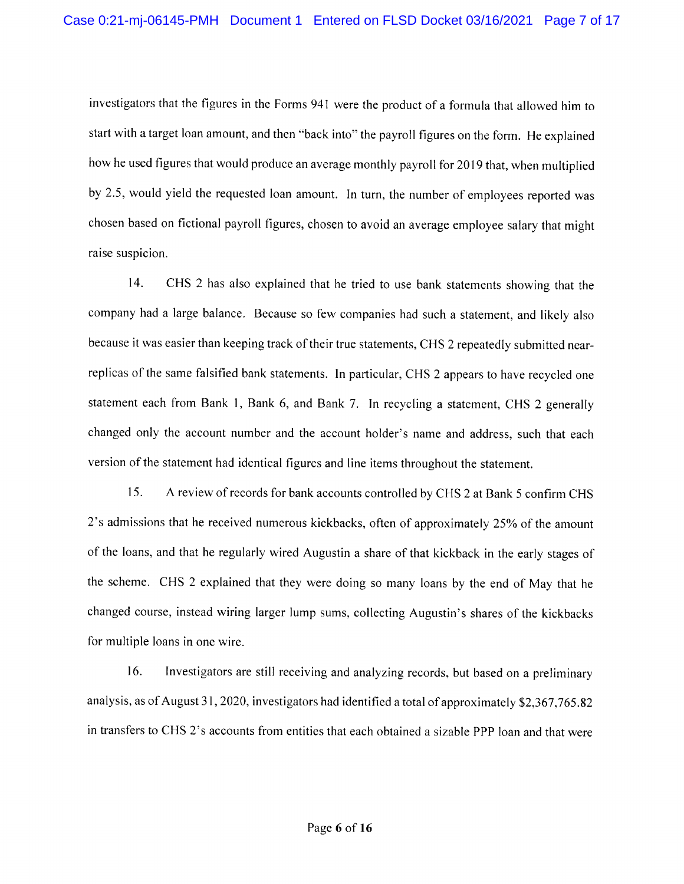investigators that the figures in the Forms 941 were the product of a formula that allowed him to start with a target loan amount, and then "back into" the payroll figures on the form. He explained how he used figures that would produce an average monthly payroll for 2019 that, when multiplied by 2.5, would yield the requested loan amount. In turn, the number of employees reported was chosen based on fictional payroll figures, chosen to avoid an average employee salary that might raise suspicion.

14. CHS 2 has also explained that he tried to use bank statements showing that the company had a large balance. Because so few companies had such a statement, and likely also because it was easier than keeping track of their true statements, CHS 2 repeatedly submitted near-replicas of the same falsified bank statements. In particular, CHS 2 appears to have recycled one statement each from Bank 1, Bank 6, and Bank 7. In recycling a statement, CHS 2 generally changed only the account number and the account holder's name and address, such that each version of the statement had identical figures and line items throughout the statement.

15. A review of records for bank accounts controlled by CHS 2 at Bank 5 confirm CHS 2's admissions that he received numerous kickbacks, often of approximately 25% of the amount of the loans, and that he regularly wired Augustin a share of that kickback in the early stages of the scheme. CHS 2 explained that they were doing so many loans by the end of May that he changed course, instead wiring larger lump sums, collecting Augustin's shares of the kickbacks for multiple loans in one wire.

16. Investigators are still receiving and analyzing records, but based on a preliminary analysis, as of August 31, 2020, investigators had identified a total of approximately $2,367,765.82 in transfers to CHS 2's accounts from entities that each obtained a sizable PPP loan and that were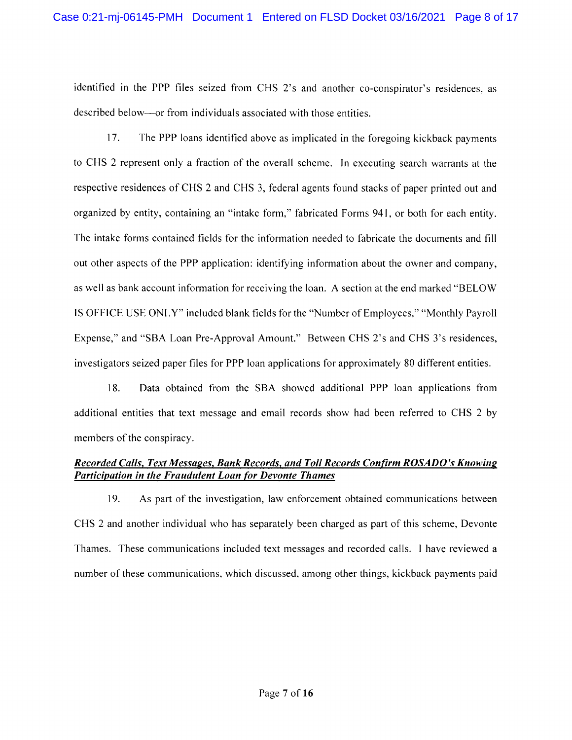identified in the PPP files seized from CHS 2's and another co-conspirator's residences, as described below—or from individuals associated with those entities.

17. The PPP loans identified above as implicated in the foregoing kickback payments to CHS 2 represent only a fraction of the overall scheme. In executing search warrants at the respective residences of CHS 2 and CHS 3, federal agents found stacks of paper printed out and organized by entity, containing an "intake form," fabricated Forms 941, or both for each entity. The intake forms contained fields for the information needed to fabricate the documents and fill out other aspects of the PPP application: identifying information about the owner and company, as well as bank account information for receiving the loan. A section at the end marked "BELOW IS OFFICE USE ONLY" included blank fields for the "Number of Employees," "Monthly Payroll Expense," and "SBA Loan Pre-Approval Amount." Between CHS 2's and CHS 3's residences, investigators seized paper files for PPP loan applications for approximately 80 different entities.

18. Data obtained from the SBA showed additional PPP loan applications from additional entities that text message and email records show had been referred to CHS 2 by members of the conspiracy.

***Recorded Calls, Text Messages, Bank Records, and Toll Records Confirm ROSADO's Knowing Participation in the Fraudulent Loan for Devonte Thames***

19. As part of the investigation, law enforcement obtained communications between CHS 2 and another individual who has separately been charged as part of this scheme, Devonte Thames. These communications included text messages and recorded calls. I have reviewed a number of these communications, which discussed, among other things, kickback payments paid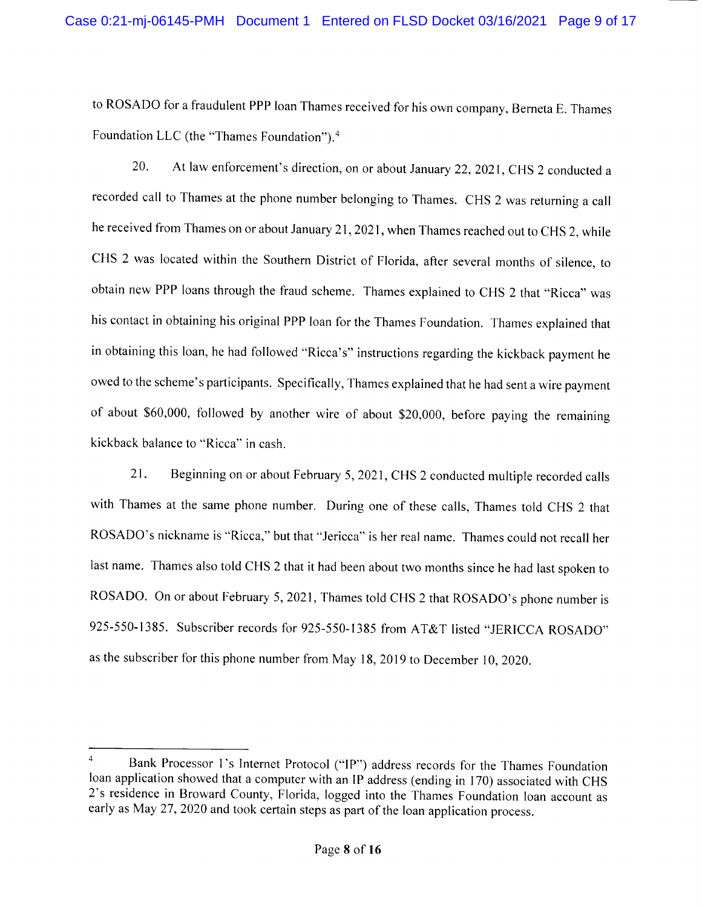to ROSADO for a fraudulent PPP loan Thames received for his own company, Berneta E. Thames Foundation LLC (the "Thames Foundation").[4]

20. At law enforcement's direction, on or about January 22, 2021, CHS 2 conducted a recorded call to Thames at the phone number belonging to Thames. CHS 2 was returning a call he received from Thames on or about January 21, 2021, when Thames reached out to CHS 2, while CHS 2 was located within the Southern District of Florida, after several months of silence, to obtain new PPP loans through the fraud scheme. Thames explained to CHS 2 that "Ricca" was his contact in obtaining his original PPP loan for the Thames Foundation. Thames explained that in obtaining this loan, he had followed "Ricca's" instructions regarding the kickback payment he owed to the scheme's participants. Specifically, Thames explained that he had sent a wire payment of about $60,000, followed by another wire of about $20,000, before paying the remaining kickback balance to "Ricca" in cash.

21. Beginning on or about February 5, 2021, CHS 2 conducted multiple recorded calls with Thames at the same phone number. During one of these calls, Thames told CHS 2 that ROSADO's nickname is "Ricca," but that "Jericca" is her real name. Thames could not recall her last name. Thames also told CHS 2 that it had been about two months since he had last spoken to ROSADO. On or about February 5, 2021, Thames told CHS 2 that ROSADO's phone number is 925-550-1385. Subscriber records for 925-550-1385 from AT&T listed "JERICCA ROSADO" as the subscriber for this phone number from May 18, 2019 to December 10, 2020.

---

[4] Bank Processor 1's Internet Protocol ("IP") address records for the Thames Foundation loan application showed that a computer with an IP address (ending in 170) associated with CHS 2's residence in Broward County, Florida, logged into the Thames Foundation loan account as early as May 27, 2020 and took certain steps as part of the loan application process.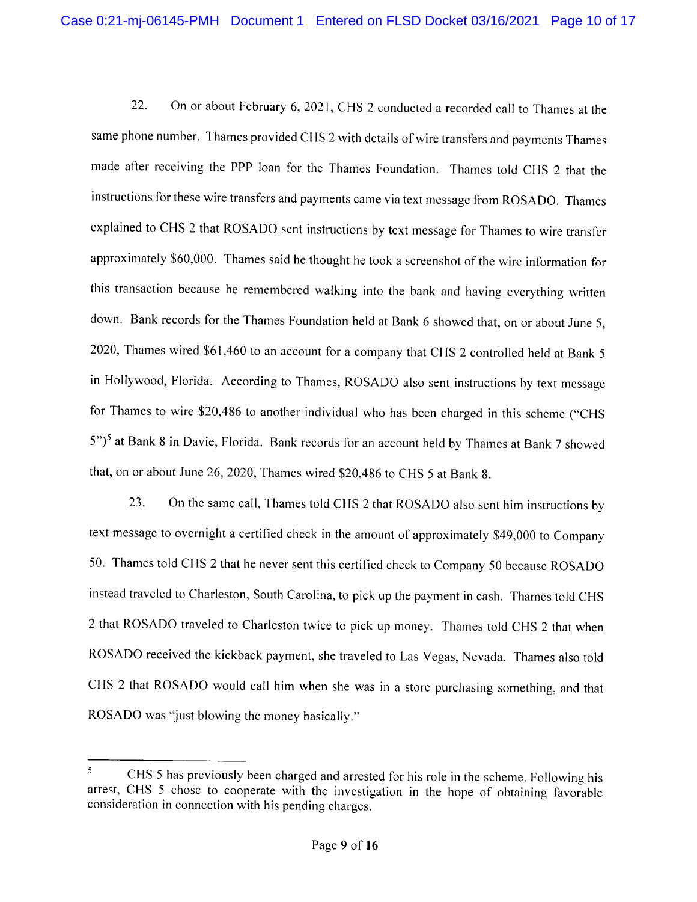22. On or about February 6, 2021, CHS 2 conducted a recorded call to Thames at the same phone number. Thames provided CHS 2 with details of wire transfers and payments Thames made after receiving the PPP loan for the Thames Foundation. Thames told CHS 2 that the instructions for these wire transfers and payments came via text message from ROSADO. Thames explained to CHS 2 that ROSADO sent instructions by text message for Thames to wire transfer approximately $60,000. Thames said he thought he took a screenshot of the wire information for this transaction because he remembered walking into the bank and having everything written down. Bank records for the Thames Foundation held at Bank 6 showed that, on or about June 5, 2020, Thames wired $61,460 to an account for a company that CHS 2 controlled held at Bank 5 in Hollywood, Florida. According to Thames, ROSADO also sent instructions by text message for Thames to wire $20,486 to another individual who has been charged in this scheme ("CHS 5")[5] at Bank 8 in Davie, Florida. Bank records for an account held by Thames at Bank 7 showed that, on or about June 26, 2020, Thames wired $20,486 to CHS 5 at Bank 8.

23. On the same call, Thames told CHS 2 that ROSADO also sent him instructions by text message to overnight a certified check in the amount of approximately $49,000 to Company 50. Thames told CHS 2 that he never sent this certified check to Company 50 because ROSADO instead traveled to Charleston, South Carolina, to pick up the payment in cash. Thames told CHS 2 that ROSADO traveled to Charleston twice to pick up money. Thames told CHS 2 that when ROSADO received the kickback payment, she traveled to Las Vegas, Nevada. Thames also told CHS 2 that ROSADO would call him when she was in a store purchasing something, and that ROSADO was "just blowing the money basically."

---

[5] CHS 5 has previously been charged and arrested for his role in the scheme. Following his arrest, CHS 5 chose to cooperate with the investigation in the hope of obtaining favorable consideration in connection with his pending charges.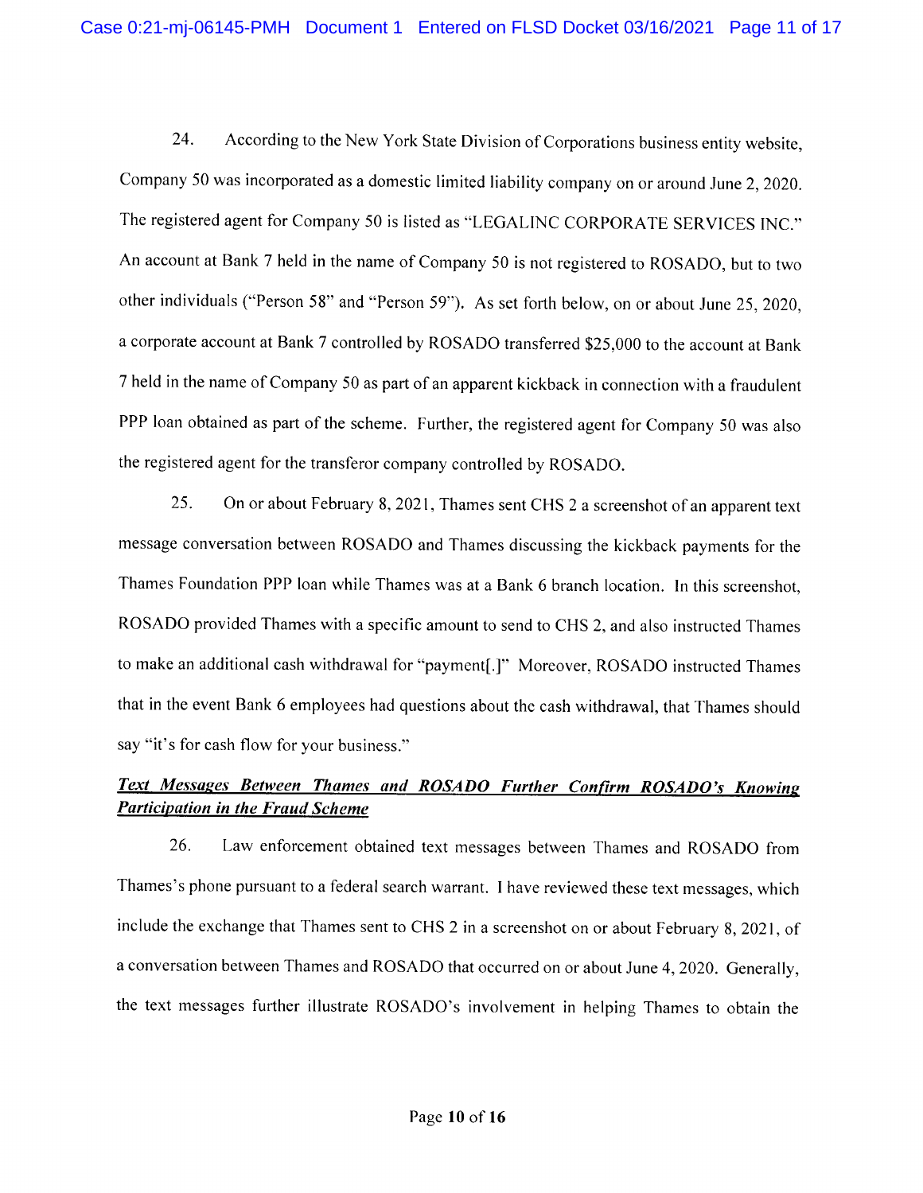24. According to the New York State Division of Corporations business entity website, Company 50 was incorporated as a domestic limited liability company on or around June 2, 2020. The registered agent for Company 50 is listed as "LEGALINC CORPORATE SERVICES INC." An account at Bank 7 held in the name of Company 50 is not registered to ROSADO, but to two other individuals ("Person 58" and "Person 59"). As set forth below, on or about June 25, 2020, a corporate account at Bank 7 controlled by ROSADO transferred $25,000 to the account at Bank 7 held in the name of Company 50 as part of an apparent kickback in connection with a fraudulent PPP loan obtained as part of the scheme. Further, the registered agent for Company 50 was also the registered agent for the transferor company controlled by ROSADO.

25. On or about February 8, 2021, Thames sent CHS 2 a screenshot of an apparent text message conversation between ROSADO and Thames discussing the kickback payments for the Thames Foundation PPP loan while Thames was at a Bank 6 branch location. In this screenshot, ROSADO provided Thames with a specific amount to send to CHS 2, and also instructed Thames to make an additional cash withdrawal for "payment[.]" Moreover, ROSADO instructed Thames that in the event Bank 6 employees had questions about the cash withdrawal, that Thames should say "it's for cash flow for your business."

***<u>Text Messages Between Thames and ROSADO Further Confirm ROSADO's Knowing Participation in the Fraud Scheme</u>***

26. Law enforcement obtained text messages between Thames and ROSADO from Thames's phone pursuant to a federal search warrant. I have reviewed these text messages, which include the exchange that Thames sent to CHS 2 in a screenshot on or about February 8, 2021, of a conversation between Thames and ROSADO that occurred on or about June 4, 2020. Generally, the text messages further illustrate ROSADO's involvement in helping Thames to obtain the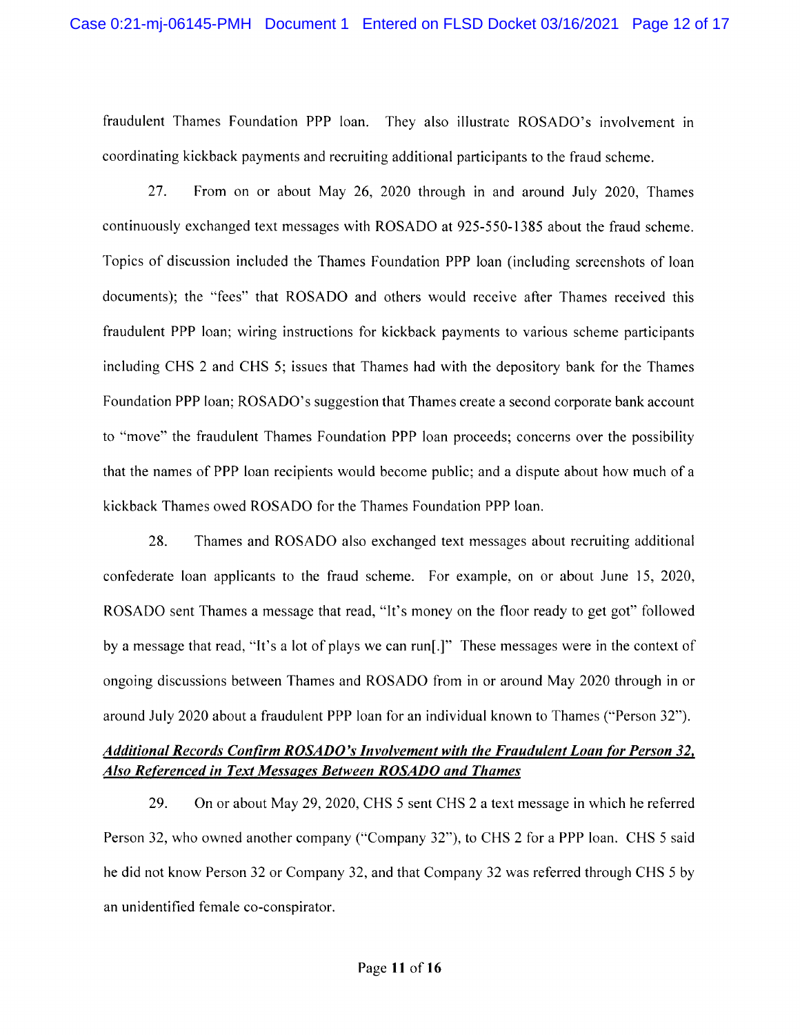fraudulent Thames Foundation PPP loan. They also illustrate ROSADO's involvement in coordinating kickback payments and recruiting additional participants to the fraud scheme.

27. From on or about May 26, 2020 through in and around July 2020, Thames continuously exchanged text messages with ROSADO at 925-550-1385 about the fraud scheme. Topics of discussion included the Thames Foundation PPP loan (including screenshots of loan documents); the "fees" that ROSADO and others would receive after Thames received this fraudulent PPP loan; wiring instructions for kickback payments to various scheme participants including CHS 2 and CHS 5; issues that Thames had with the depository bank for the Thames Foundation PPP loan; ROSADO's suggestion that Thames create a second corporate bank account to "move" the fraudulent Thames Foundation PPP loan proceeds; concerns over the possibility that the names of PPP loan recipients would become public; and a dispute about how much of a kickback Thames owed ROSADO for the Thames Foundation PPP loan.

28. Thames and ROSADO also exchanged text messages about recruiting additional confederate loan applicants to the fraud scheme. For example, on or about June 15, 2020, ROSADO sent Thames a message that read, "It's money on the floor ready to get got" followed by a message that read, "It's a lot of plays we can run[.]" These messages were in the context of ongoing discussions between Thames and ROSADO from in or around May 2020 through in or around July 2020 about a fraudulent PPP loan for an individual known to Thames ("Person 32").

***<u>Additional Records Confirm ROSADO's Involvement with the Fraudulent Loan for Person 32, Also Referenced in Text Messages Between ROSADO and Thames</u>***

29. On or about May 29, 2020, CHS 5 sent CHS 2 a text message in which he referred Person 32, who owned another company ("Company 32"), to CHS 2 for a PPP loan. CHS 5 said he did not know Person 32 or Company 32, and that Company 32 was referred through CHS 5 by an unidentified female co-conspirator.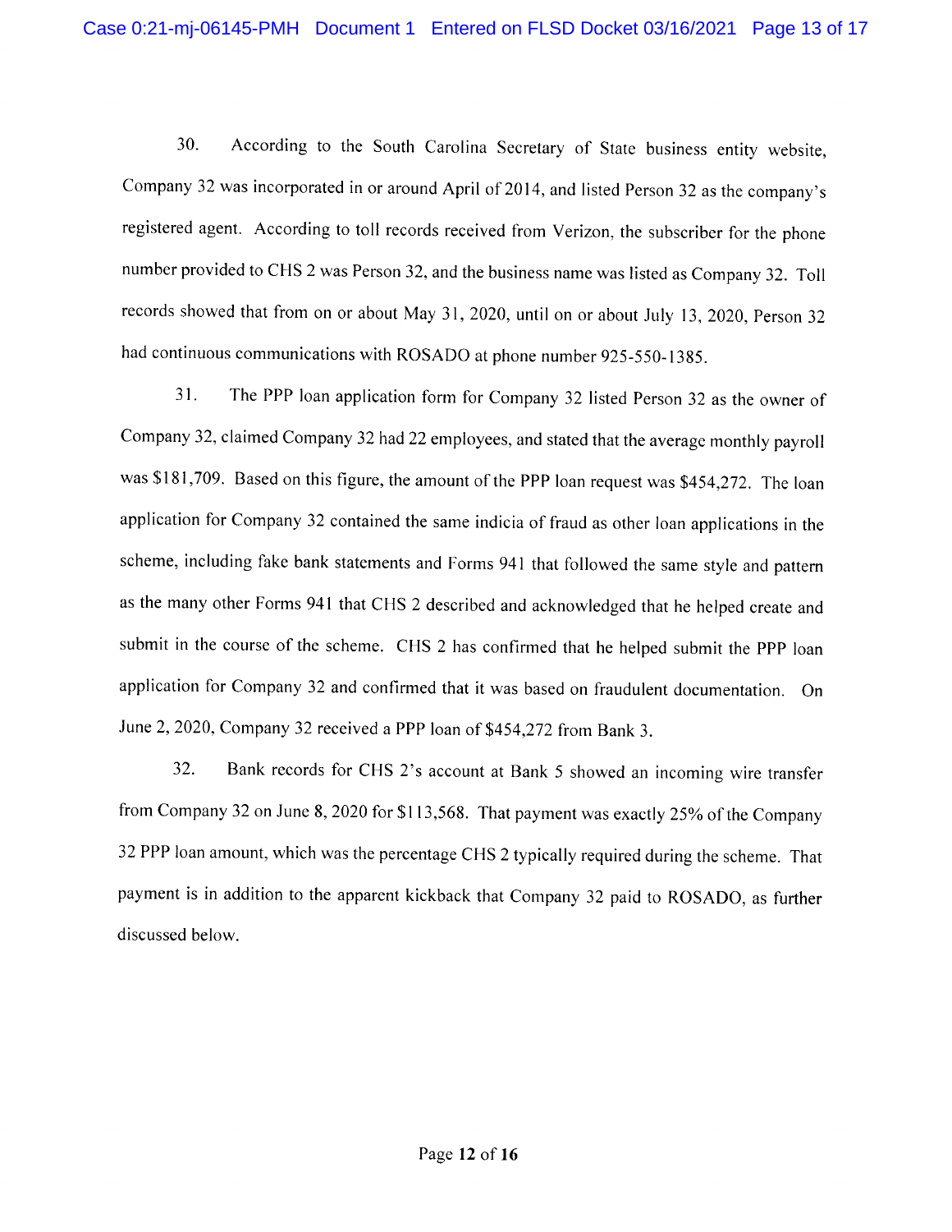30. According to the South Carolina Secretary of State business entity website, Company 32 was incorporated in or around April of 2014, and listed Person 32 as the company's registered agent. According to toll records received from Verizon, the subscriber for the phone number provided to CHS 2 was Person 32, and the business name was listed as Company 32. Toll records showed that from on or about May 31, 2020, until on or about July 13, 2020, Person 32 had continuous communications with ROSADO at phone number 925-550-1385.

31. The PPP loan application form for Company 32 listed Person 32 as the owner of Company 32, claimed Company 32 had 22 employees, and stated that the average monthly payroll was $181,709. Based on this figure, the amount of the PPP loan request was $454,272. The loan application for Company 32 contained the same indicia of fraud as other loan applications in the scheme, including fake bank statements and Forms 941 that followed the same style and pattern as the many other Forms 941 that CHS 2 described and acknowledged that he helped create and submit in the course of the scheme. CHS 2 has confirmed that he helped submit the PPP loan application for Company 32 and confirmed that it was based on fraudulent documentation. On June 2, 2020, Company 32 received a PPP loan of $454,272 from Bank 3.

32. Bank records for CHS 2's account at Bank 5 showed an incoming wire transfer from Company 32 on June 8, 2020 for $113,568. That payment was exactly 25% of the Company 32 PPP loan amount, which was the percentage CHS 2 typically required during the scheme. That payment is in addition to the apparent kickback that Company 32 paid to ROSADO, as further discussed below.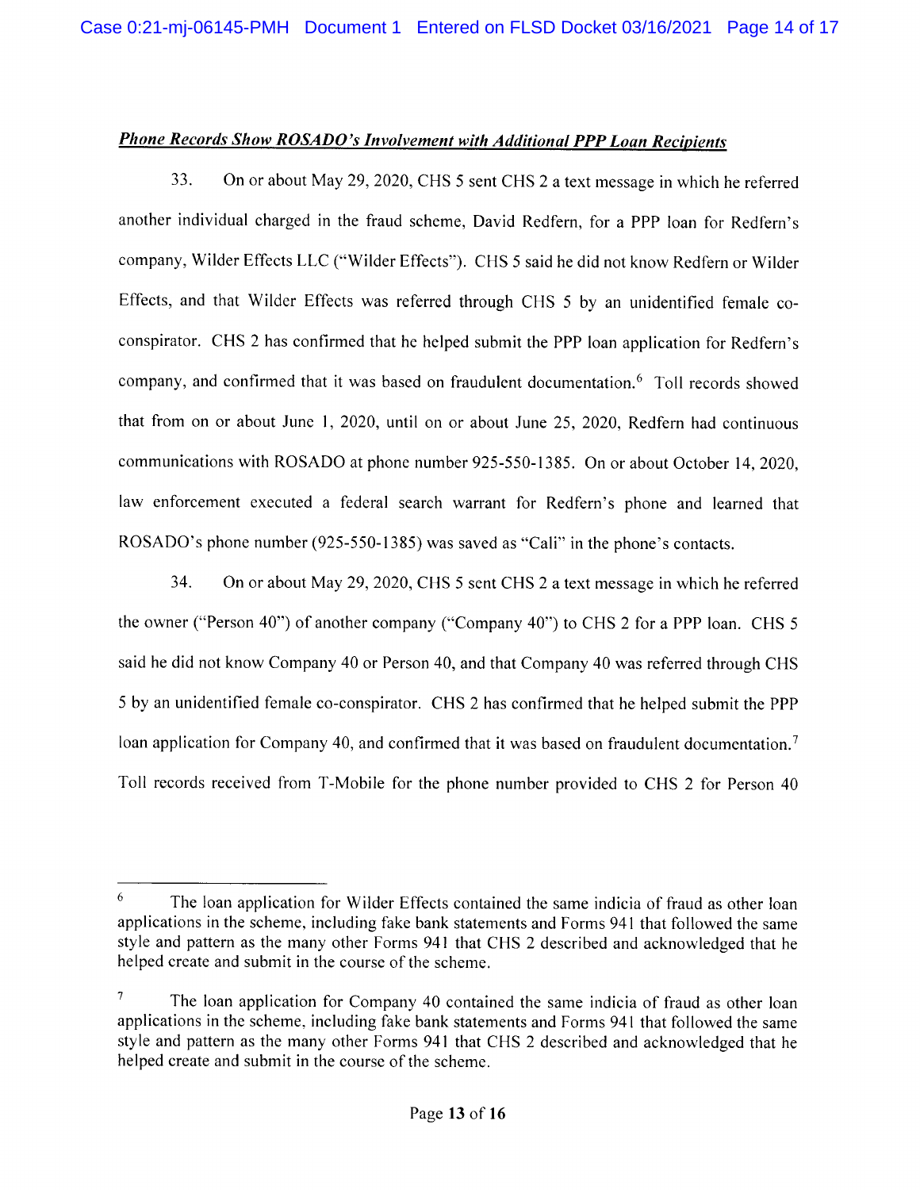***Phone Records Show ROSADO's Involvement with Additional PPP Loan Recipients***

33. On or about May 29, 2020, CHS 5 sent CHS 2 a text message in which he referred another individual charged in the fraud scheme, David Redfern, for a PPP loan for Redfern's company, Wilder Effects LLC ("Wilder Effects"). CHS 5 said he did not know Redfern or Wilder Effects, and that Wilder Effects was referred through CHS 5 by an unidentified female co-conspirator. CHS 2 has confirmed that he helped submit the PPP loan application for Redfern's company, and confirmed that it was based on fraudulent documentation.[6] Toll records showed that from on or about June 1, 2020, until on or about June 25, 2020, Redfern had continuous communications with ROSADO at phone number 925-550-1385. On or about October 14, 2020, law enforcement executed a federal search warrant for Redfern's phone and learned that ROSADO's phone number (925-550-1385) was saved as "Cali" in the phone's contacts.

34. On or about May 29, 2020, CHS 5 sent CHS 2 a text message in which he referred the owner ("Person 40") of another company ("Company 40") to CHS 2 for a PPP loan. CHS 5 said he did not know Company 40 or Person 40, and that Company 40 was referred through CHS 5 by an unidentified female co-conspirator. CHS 2 has confirmed that he helped submit the PPP loan application for Company 40, and confirmed that it was based on fraudulent documentation.[7] Toll records received from T-Mobile for the phone number provided to CHS 2 for Person 40

---

[6] The loan application for Wilder Effects contained the same indicia of fraud as other loan applications in the scheme, including fake bank statements and Forms 941 that followed the same style and pattern as the many other Forms 941 that CHS 2 described and acknowledged that he helped create and submit in the course of the scheme.

[7] The loan application for Company 40 contained the same indicia of fraud as other loan applications in the scheme, including fake bank statements and Forms 941 that followed the same style and pattern as the many other Forms 941 that CHS 2 described and acknowledged that he helped create and submit in the course of the scheme.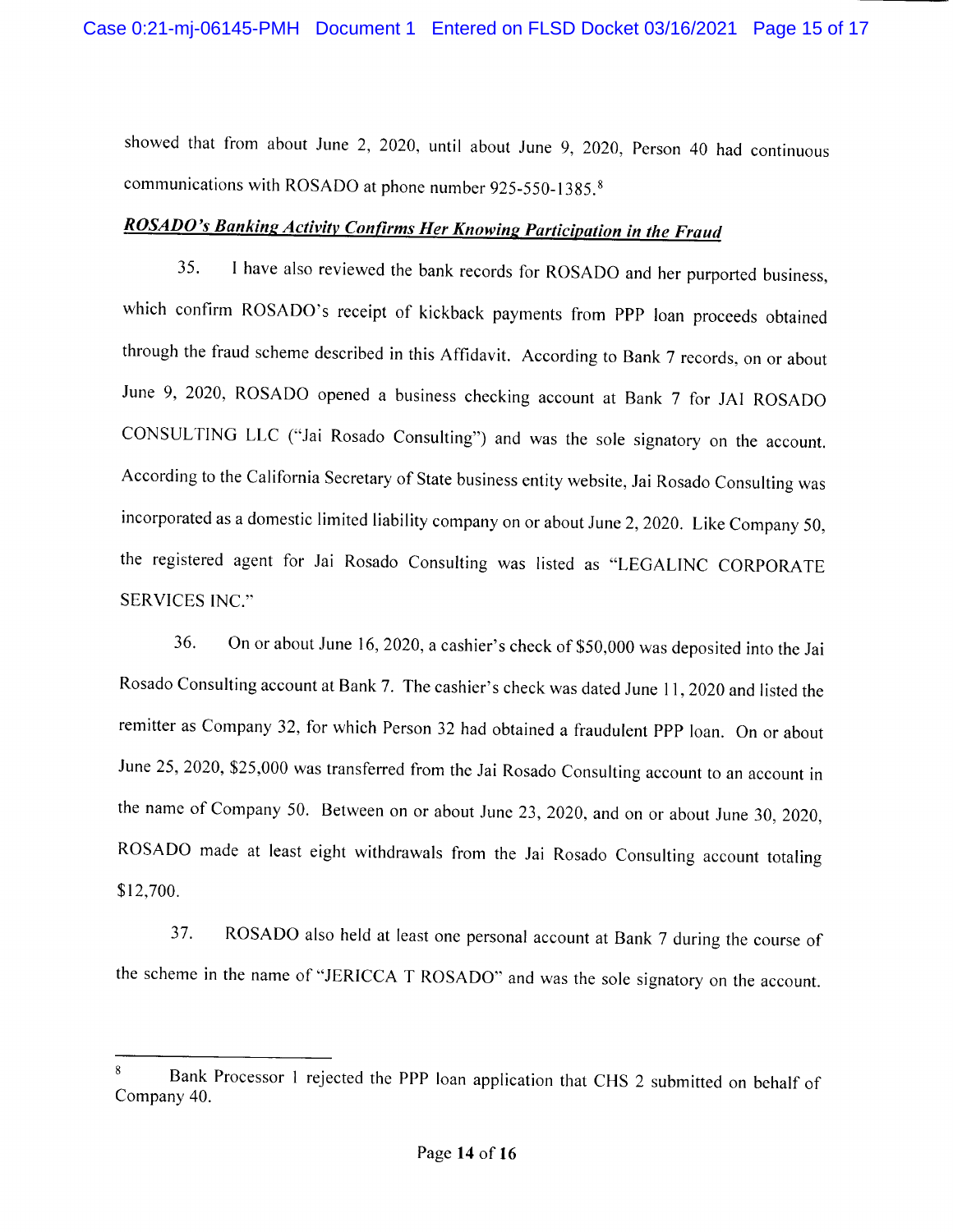showed that from about June 2, 2020, until about June 9, 2020, Person 40 had continuous communications with ROSADO at phone number 925-550-1385.[8]

***ROSADO's Banking Activity Confirms Her Knowing Participation in the Fraud***

35. I have also reviewed the bank records for ROSADO and her purported business, which confirm ROSADO's receipt of kickback payments from PPP loan proceeds obtained through the fraud scheme described in this Affidavit. According to Bank 7 records, on or about June 9, 2020, ROSADO opened a business checking account at Bank 7 for JAI ROSADO CONSULTING LLC ("Jai Rosado Consulting") and was the sole signatory on the account. According to the California Secretary of State business entity website, Jai Rosado Consulting was incorporated as a domestic limited liability company on or about June 2, 2020. Like Company 50, the registered agent for Jai Rosado Consulting was listed as "LEGALINC CORPORATE SERVICES INC."

36. On or about June 16, 2020, a cashier's check of $50,000 was deposited into the Jai Rosado Consulting account at Bank 7. The cashier's check was dated June 11, 2020 and listed the remitter as Company 32, for which Person 32 had obtained a fraudulent PPP loan. On or about June 25, 2020, $25,000 was transferred from the Jai Rosado Consulting account to an account in the name of Company 50. Between on or about June 23, 2020, and on or about June 30, 2020, ROSADO made at least eight withdrawals from the Jai Rosado Consulting account totaling $12,700.

37. ROSADO also held at least one personal account at Bank 7 during the course of the scheme in the name of "JERICCA T ROSADO" and was the sole signatory on the account.

---

[8] Bank Processor 1 rejected the PPP loan application that CHS 2 submitted on behalf of Company 40.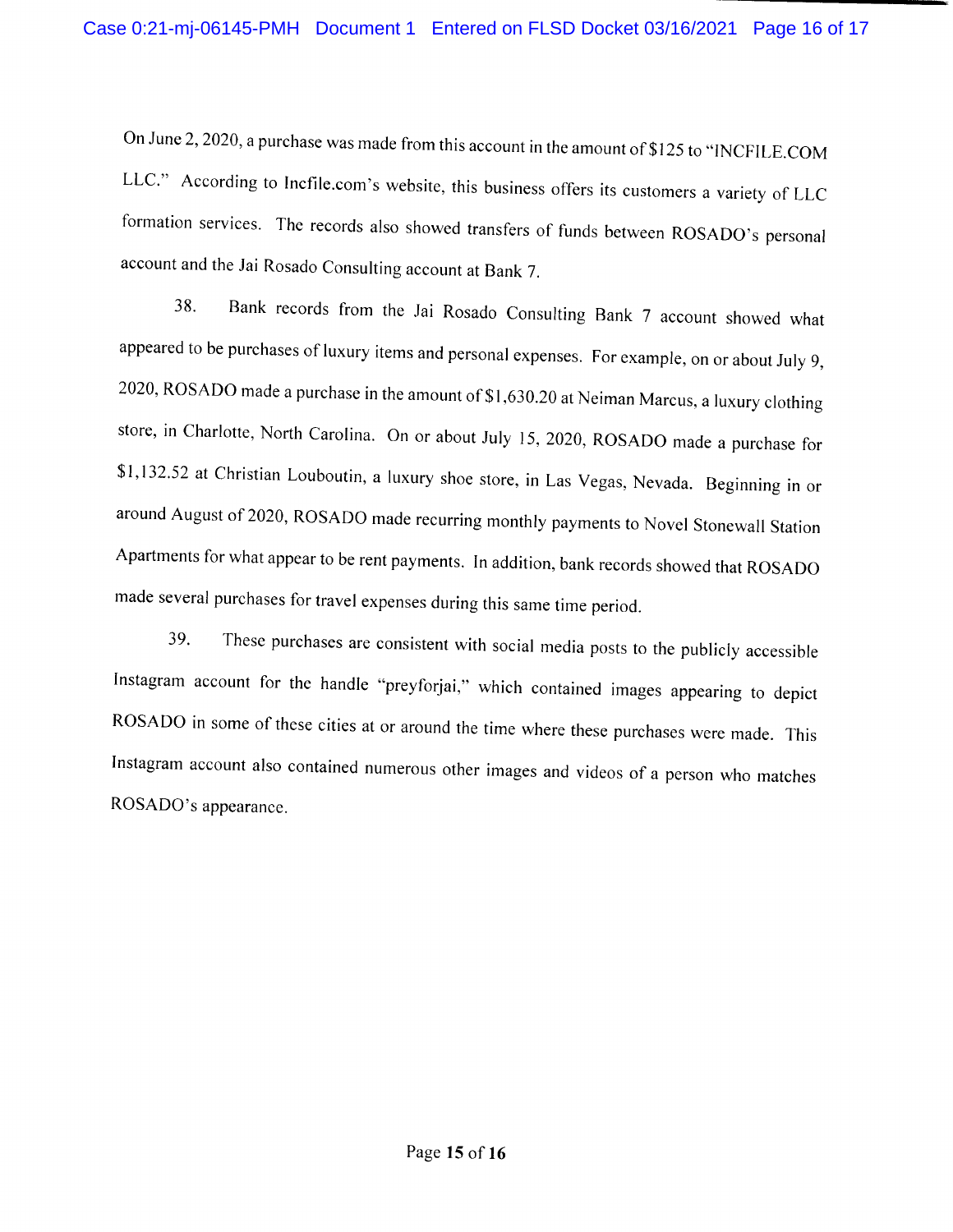On June 2, 2020, a purchase was made from this account in the amount of $125 to "INCFILE.COM LLC." According to Incfile.com's website, this business offers its customers a variety of LLC formation services. The records also showed transfers of funds between ROSADO's personal account and the Jai Rosado Consulting account at Bank 7.

38. Bank records from the Jai Rosado Consulting Bank 7 account showed what appeared to be purchases of luxury items and personal expenses. For example, on or about July 9, 2020, ROSADO made a purchase in the amount of $1,630.20 at Neiman Marcus, a luxury clothing store, in Charlotte, North Carolina. On or about July 15, 2020, ROSADO made a purchase for $1,132.52 at Christian Louboutin, a luxury shoe store, in Las Vegas, Nevada. Beginning in or around August of 2020, ROSADO made recurring monthly payments to Novel Stonewall Station Apartments for what appear to be rent payments. In addition, bank records showed that ROSADO made several purchases for travel expenses during this same time period.

39. These purchases are consistent with social media posts to the publicly accessible Instagram account for the handle "preyforjai," which contained images appearing to depict ROSADO in some of these cities at or around the time where these purchases were made. This Instagram account also contained numerous other images and videos of a person who matches ROSADO's appearance.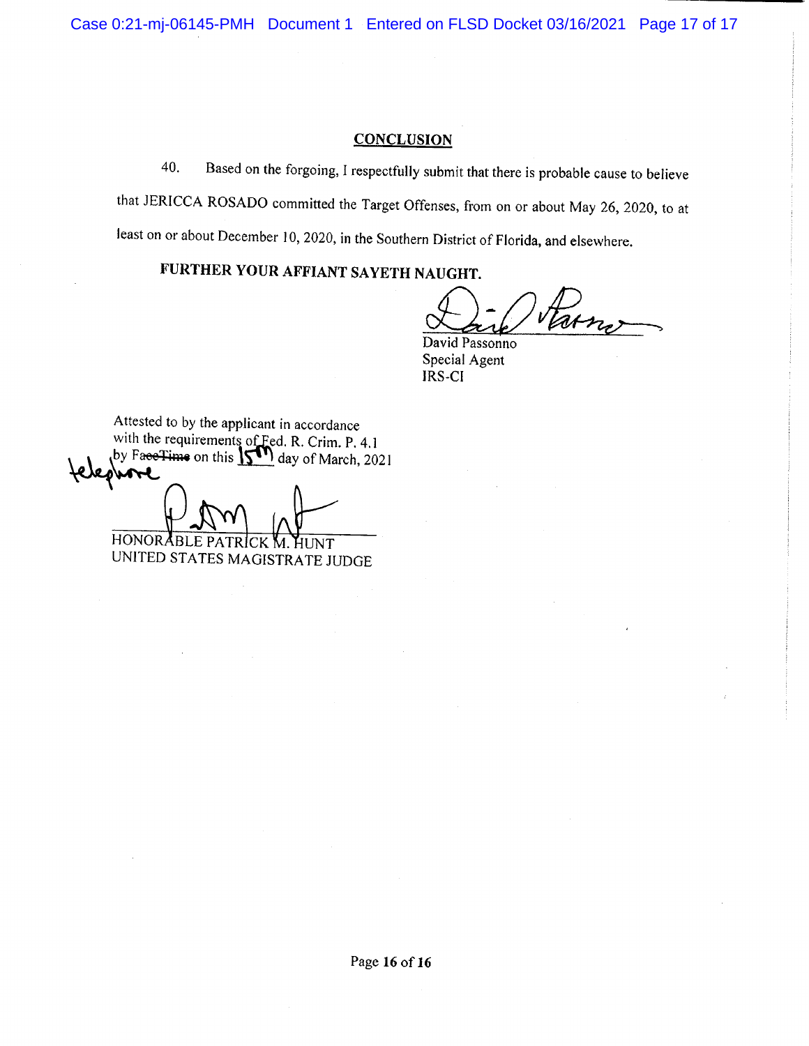## CONCLUSION

40. Based on the forgoing, I respectfully submit that there is probable cause to believe that JERICCA ROSADO committed the Target Offenses, from on or about May 26, 2020, to at least on or about December 10, 2020, in the Southern District of Florida, and elsewhere.

**FURTHER YOUR AFFIANT SAYETH NAUGHT.**

David Passonno
Special Agent
IRS-CI

Attested to by the applicant in accordance with the requirements of Fed. R. Crim. P. 4.1 by ~~FaceTime~~ telephone on this 15th day of March, 2021

HONORABLE PATRICK M. HUNT
UNITED STATES MAGISTRATE JUDGE